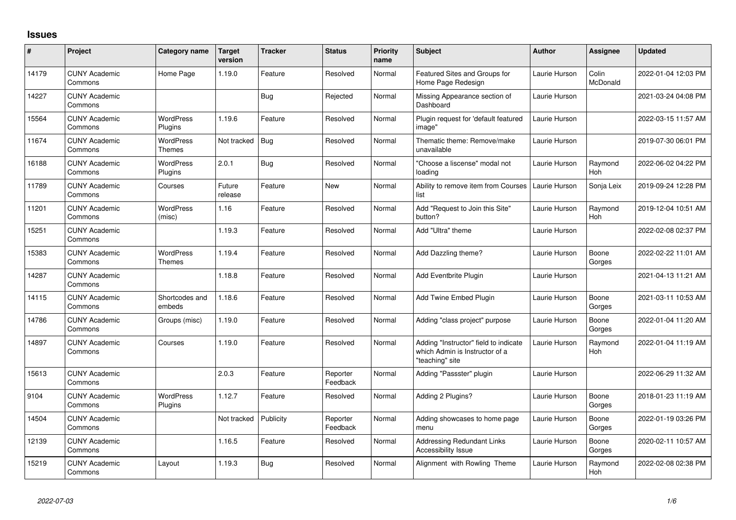# Issues

| # | Project | Category name | Target version | Tracker | Status | Priority name | Subject | Author | Assignee | Updated |
|---|---|---|---|---|---|---|---|---|---|---|
| 14179 | CUNY Academic Commons | Home Page | 1.19.0 | Feature | Resolved | Normal | Featured Sites and Groups for Home Page Redesign | Laurie Hurson | Colin McDonald | 2022-01-04 12:03 PM |
| 14227 | CUNY Academic Commons | | | Bug | Rejected | Normal | Missing Appearance section of Dashboard | Laurie Hurson | | 2021-03-24 04:08 PM |
| 15564 | CUNY Academic Commons | WordPress Plugins | 1.19.6 | Feature | Resolved | Normal | Plugin request for 'default featured image" | Laurie Hurson | | 2022-03-15 11:57 AM |
| 11674 | CUNY Academic Commons | WordPress Themes | Not tracked | Bug | Resolved | Normal | Thematic theme: Remove/make unavailable | Laurie Hurson | | 2019-07-30 06:01 PM |
| 16188 | CUNY Academic Commons | WordPress Plugins | 2.0.1 | Bug | Resolved | Normal | "Choose a liscense" modal not loading | Laurie Hurson | Raymond Hoh | 2022-06-02 04:22 PM |
| 11789 | CUNY Academic Commons | Courses | Future release | Feature | New | Normal | Ability to remove item from Courses list | Laurie Hurson | Sonja Leix | 2019-09-24 12:28 PM |
| 11201 | CUNY Academic Commons | WordPress (misc) | 1.16 | Feature | Resolved | Normal | Add "Request to Join this Site" button? | Laurie Hurson | Raymond Hoh | 2019-12-04 10:51 AM |
| 15251 | CUNY Academic Commons | | 1.19.3 | Feature | Resolved | Normal | Add "Ultra" theme | Laurie Hurson | | 2022-02-08 02:37 PM |
| 15383 | CUNY Academic Commons | WordPress Themes | 1.19.4 | Feature | Resolved | Normal | Add Dazzling theme? | Laurie Hurson | Boone Gorges | 2022-02-22 11:01 AM |
| 14287 | CUNY Academic Commons | | 1.18.8 | Feature | Resolved | Normal | Add Eventbrite Plugin | Laurie Hurson | | 2021-04-13 11:21 AM |
| 14115 | CUNY Academic Commons | Shortcodes and embeds | 1.18.6 | Feature | Resolved | Normal | Add Twine Embed Plugin | Laurie Hurson | Boone Gorges | 2021-03-11 10:53 AM |
| 14786 | CUNY Academic Commons | Groups (misc) | 1.19.0 | Feature | Resolved | Normal | Adding "class project" purpose | Laurie Hurson | Boone Gorges | 2022-01-04 11:20 AM |
| 14897 | CUNY Academic Commons | Courses | 1.19.0 | Feature | Resolved | Normal | Adding "Instructor" field to indicate which Admin is Instructor of a "teaching" site | Laurie Hurson | Raymond Hoh | 2022-01-04 11:19 AM |
| 15613 | CUNY Academic Commons | | 2.0.3 | Feature | Reporter Feedback | Normal | Adding "Passster" plugin | Laurie Hurson | | 2022-06-29 11:32 AM |
| 9104 | CUNY Academic Commons | WordPress Plugins | 1.12.7 | Feature | Resolved | Normal | Adding 2 Plugins? | Laurie Hurson | Boone Gorges | 2018-01-23 11:19 AM |
| 14504 | CUNY Academic Commons | | Not tracked | Publicity | Reporter Feedback | Normal | Adding showcases to home page menu | Laurie Hurson | Boone Gorges | 2022-01-19 03:26 PM |
| 12139 | CUNY Academic Commons | | 1.16.5 | Feature | Resolved | Normal | Addressing Redundant Links Accessibility Issue | Laurie Hurson | Boone Gorges | 2020-02-11 10:57 AM |
| 15219 | CUNY Academic Commons | Layout | 1.19.3 | Bug | Resolved | Normal | Alignment with Rowling Theme | Laurie Hurson | Raymond Hoh | 2022-02-08 02:38 PM |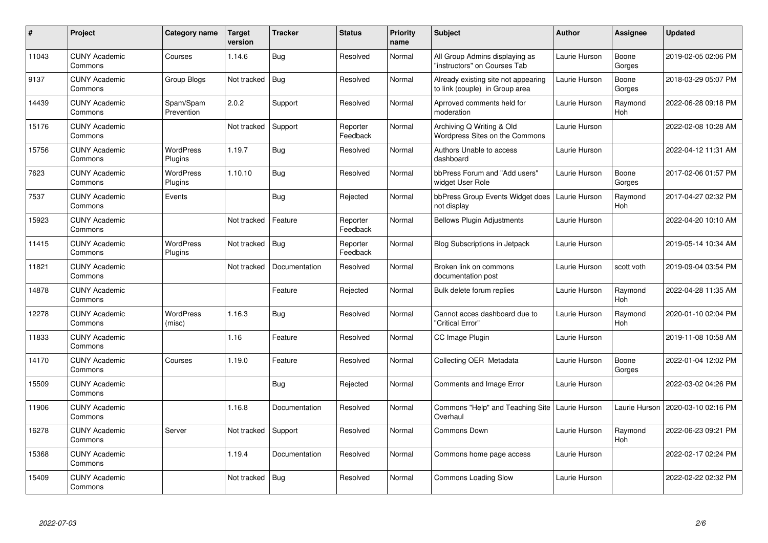| # | Project | Category name | Target version | Tracker | Status | Priority name | Subject | Author | Assignee | Updated |
|---|---|---|---|---|---|---|---|---|---|---|
| 11043 | CUNY Academic Commons | Courses | 1.14.6 | Bug | Resolved | Normal | All Group Admins displaying as "instructors" on Courses Tab | Laurie Hurson | Boone Gorges | 2019-02-05 02:06 PM |
| 9137 | CUNY Academic Commons | Group Blogs | Not tracked | Bug | Resolved | Normal | Already existing site not appearing to link (couple) in Group area | Laurie Hurson | Boone Gorges | 2018-03-29 05:07 PM |
| 14439 | CUNY Academic Commons | Spam/Spam Prevention | 2.0.2 | Support | Resolved | Normal | Aprroved comments held for moderation | Laurie Hurson | Raymond Hoh | 2022-06-28 09:18 PM |
| 15176 | CUNY Academic Commons | | Not tracked | Support | Reporter Feedback | Normal | Archiving Q Writing & Old Wordpress Sites on the Commons | Laurie Hurson | | 2022-02-08 10:28 AM |
| 15756 | CUNY Academic Commons | WordPress Plugins | 1.19.7 | Bug | Resolved | Normal | Authors Unable to access dashboard | Laurie Hurson | | 2022-04-12 11:31 AM |
| 7623 | CUNY Academic Commons | WordPress Plugins | 1.10.10 | Bug | Resolved | Normal | bbPress Forum and "Add users" widget User Role | Laurie Hurson | Boone Gorges | 2017-02-06 01:57 PM |
| 7537 | CUNY Academic Commons | Events | | Bug | Rejected | Normal | bbPress Group Events Widget does not display | Laurie Hurson | Raymond Hoh | 2017-04-27 02:32 PM |
| 15923 | CUNY Academic Commons | | Not tracked | Feature | Reporter Feedback | Normal | Bellows Plugin Adjustments | Laurie Hurson | | 2022-04-20 10:10 AM |
| 11415 | CUNY Academic Commons | WordPress Plugins | Not tracked | Bug | Reporter Feedback | Normal | Blog Subscriptions in Jetpack | Laurie Hurson | | 2019-05-14 10:34 AM |
| 11821 | CUNY Academic Commons | | Not tracked | Documentation | Resolved | Normal | Broken link on commons documentation post | Laurie Hurson | scott voth | 2019-09-04 03:54 PM |
| 14878 | CUNY Academic Commons | | | Feature | Rejected | Normal | Bulk delete forum replies | Laurie Hurson | Raymond Hoh | 2022-04-28 11:35 AM |
| 12278 | CUNY Academic Commons | WordPress (misc) | 1.16.3 | Bug | Resolved | Normal | Cannot acces dashboard due to "Critical Error" | Laurie Hurson | Raymond Hoh | 2020-01-10 02:04 PM |
| 11833 | CUNY Academic Commons | | 1.16 | Feature | Resolved | Normal | CC Image Plugin | Laurie Hurson | | 2019-11-08 10:58 AM |
| 14170 | CUNY Academic Commons | Courses | 1.19.0 | Feature | Resolved | Normal | Collecting OER Metadata | Laurie Hurson | Boone Gorges | 2022-01-04 12:02 PM |
| 15509 | CUNY Academic Commons | | | Bug | Rejected | Normal | Comments and Image Error | Laurie Hurson | | 2022-03-02 04:26 PM |
| 11906 | CUNY Academic Commons | | 1.16.8 | Documentation | Resolved | Normal | Commons "Help" and Teaching Site Overhaul | Laurie Hurson | Laurie Hurson | 2020-03-10 02:16 PM |
| 16278 | CUNY Academic Commons | Server | Not tracked | Support | Resolved | Normal | Commons Down | Laurie Hurson | Raymond Hoh | 2022-06-23 09:21 PM |
| 15368 | CUNY Academic Commons | | 1.19.4 | Documentation | Resolved | Normal | Commons home page access | Laurie Hurson | | 2022-02-17 02:24 PM |
| 15409 | CUNY Academic Commons | | Not tracked | Bug | Resolved | Normal | Commons Loading Slow | Laurie Hurson | | 2022-02-22 02:32 PM |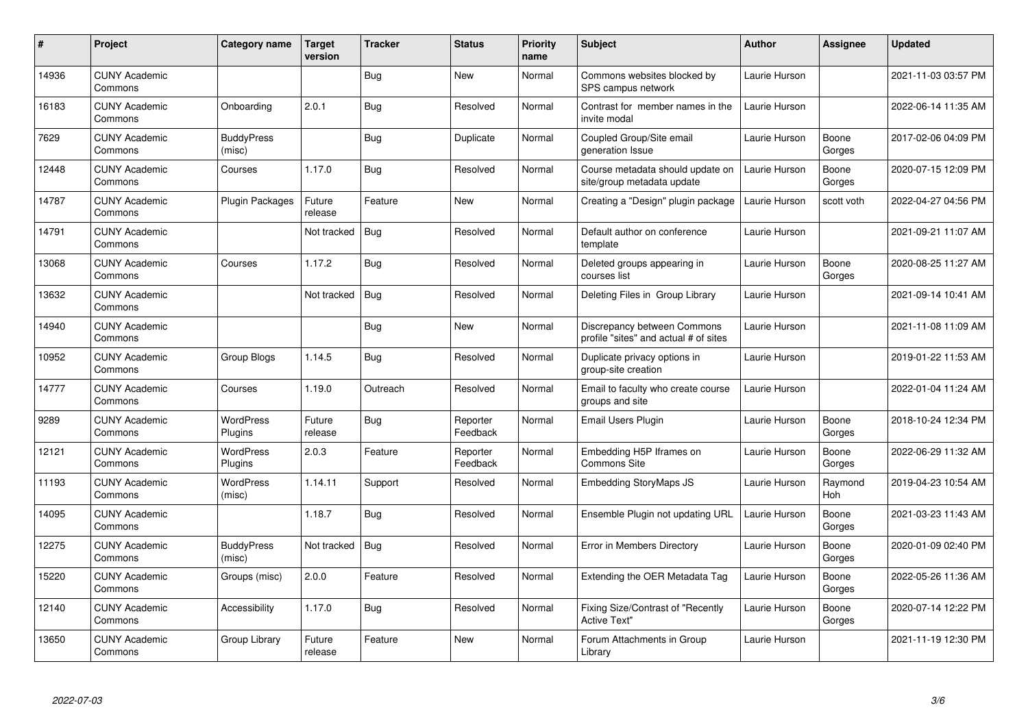| # | Project | Category name | Target version | Tracker | Status | Priority name | Subject | Author | Assignee | Updated |
|---|---|---|---|---|---|---|---|---|---|---|
| 14936 | CUNY Academic Commons | | | Bug | New | Normal | Commons websites blocked by SPS campus network | Laurie Hurson | | 2021-11-03 03:57 PM |
| 16183 | CUNY Academic Commons | Onboarding | 2.0.1 | Bug | Resolved | Normal | Contrast for member names in the invite modal | Laurie Hurson | | 2022-06-14 11:35 AM |
| 7629 | CUNY Academic Commons | BuddyPress (misc) | | Bug | Duplicate | Normal | Coupled Group/Site email generation Issue | Laurie Hurson | Boone Gorges | 2017-02-06 04:09 PM |
| 12448 | CUNY Academic Commons | Courses | 1.17.0 | Bug | Resolved | Normal | Course metadata should update on site/group metadata update | Laurie Hurson | Boone Gorges | 2020-07-15 12:09 PM |
| 14787 | CUNY Academic Commons | Plugin Packages | Future release | Feature | New | Normal | Creating a "Design" plugin package | Laurie Hurson | scott voth | 2022-04-27 04:56 PM |
| 14791 | CUNY Academic Commons | | Not tracked | Bug | Resolved | Normal | Default author on conference template | Laurie Hurson | | 2021-09-21 11:07 AM |
| 13068 | CUNY Academic Commons | Courses | 1.17.2 | Bug | Resolved | Normal | Deleted groups appearing in courses list | Laurie Hurson | Boone Gorges | 2020-08-25 11:27 AM |
| 13632 | CUNY Academic Commons | | Not tracked | Bug | Resolved | Normal | Deleting Files in Group Library | Laurie Hurson | | 2021-09-14 10:41 AM |
| 14940 | CUNY Academic Commons | | | Bug | New | Normal | Discrepancy between Commons profile "sites" and actual # of sites | Laurie Hurson | | 2021-11-08 11:09 AM |
| 10952 | CUNY Academic Commons | Group Blogs | 1.14.5 | Bug | Resolved | Normal | Duplicate privacy options in group-site creation | Laurie Hurson | | 2019-01-22 11:53 AM |
| 14777 | CUNY Academic Commons | Courses | 1.19.0 | Outreach | Resolved | Normal | Email to faculty who create course groups and site | Laurie Hurson | | 2022-01-04 11:24 AM |
| 9289 | CUNY Academic Commons | WordPress Plugins | Future release | Bug | Reporter Feedback | Normal | Email Users Plugin | Laurie Hurson | Boone Gorges | 2018-10-24 12:34 PM |
| 12121 | CUNY Academic Commons | WordPress Plugins | 2.0.3 | Feature | Reporter Feedback | Normal | Embedding H5P Iframes on Commons Site | Laurie Hurson | Boone Gorges | 2022-06-29 11:32 AM |
| 11193 | CUNY Academic Commons | WordPress (misc) | 1.14.11 | Support | Resolved | Normal | Embedding StoryMaps JS | Laurie Hurson | Raymond Hoh | 2019-04-23 10:54 AM |
| 14095 | CUNY Academic Commons | | 1.18.7 | Bug | Resolved | Normal | Ensemble Plugin not updating URL | Laurie Hurson | Boone Gorges | 2021-03-23 11:43 AM |
| 12275 | CUNY Academic Commons | BuddyPress (misc) | Not tracked | Bug | Resolved | Normal | Error in Members Directory | Laurie Hurson | Boone Gorges | 2020-01-09 02:40 PM |
| 15220 | CUNY Academic Commons | Groups (misc) | 2.0.0 | Feature | Resolved | Normal | Extending the OER Metadata Tag | Laurie Hurson | Boone Gorges | 2022-05-26 11:36 AM |
| 12140 | CUNY Academic Commons | Accessibility | 1.17.0 | Bug | Resolved | Normal | Fixing Size/Contrast of "Recently Active Text" | Laurie Hurson | Boone Gorges | 2020-07-14 12:22 PM |
| 13650 | CUNY Academic Commons | Group Library | Future release | Feature | New | Normal | Forum Attachments in Group Library | Laurie Hurson | | 2021-11-19 12:30 PM |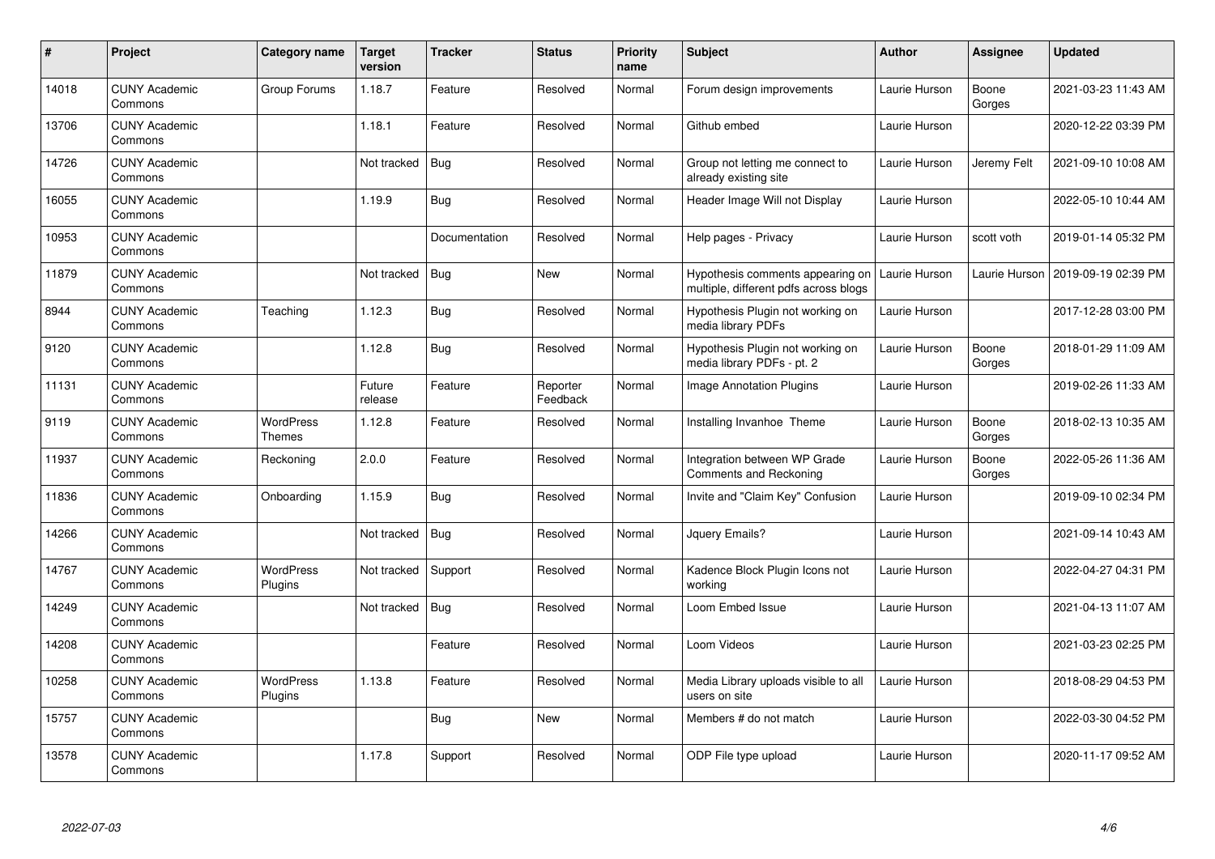| # | Project | Category name | Target version | Tracker | Status | Priority name | Subject | Author | Assignee | Updated |
|---|---|---|---|---|---|---|---|---|---|---|
| 14018 | CUNY Academic Commons | Group Forums | 1.18.7 | Feature | Resolved | Normal | Forum design improvements | Laurie Hurson | Boone Gorges | 2021-03-23 11:43 AM |
| 13706 | CUNY Academic Commons | | 1.18.1 | Feature | Resolved | Normal | Github embed | Laurie Hurson | | 2020-12-22 03:39 PM |
| 14726 | CUNY Academic Commons | | Not tracked | Bug | Resolved | Normal | Group not letting me connect to already existing site | Laurie Hurson | Jeremy Felt | 2021-09-10 10:08 AM |
| 16055 | CUNY Academic Commons | | 1.19.9 | Bug | Resolved | Normal | Header Image Will not Display | Laurie Hurson | | 2022-05-10 10:44 AM |
| 10953 | CUNY Academic Commons | | | Documentation | Resolved | Normal | Help pages - Privacy | Laurie Hurson | scott voth | 2019-01-14 05:32 PM |
| 11879 | CUNY Academic Commons | | Not tracked | Bug | New | Normal | Hypothesis comments appearing on multiple, different pdfs across blogs | Laurie Hurson | Laurie Hurson | 2019-09-19 02:39 PM |
| 8944 | CUNY Academic Commons | Teaching | 1.12.3 | Bug | Resolved | Normal | Hypothesis Plugin not working on media library PDFs | Laurie Hurson | | 2017-12-28 03:00 PM |
| 9120 | CUNY Academic Commons | | 1.12.8 | Bug | Resolved | Normal | Hypothesis Plugin not working on media library PDFs - pt. 2 | Laurie Hurson | Boone Gorges | 2018-01-29 11:09 AM |
| 11131 | CUNY Academic Commons | | Future release | Feature | Reporter Feedback | Normal | Image Annotation Plugins | Laurie Hurson | | 2019-02-26 11:33 AM |
| 9119 | CUNY Academic Commons | WordPress Themes | 1.12.8 | Feature | Resolved | Normal | Installing Invanhoe Theme | Laurie Hurson | Boone Gorges | 2018-02-13 10:35 AM |
| 11937 | CUNY Academic Commons | Reckoning | 2.0.0 | Feature | Resolved | Normal | Integration between WP Grade Comments and Reckoning | Laurie Hurson | Boone Gorges | 2022-05-26 11:36 AM |
| 11836 | CUNY Academic Commons | Onboarding | 1.15.9 | Bug | Resolved | Normal | Invite and "Claim Key" Confusion | Laurie Hurson | | 2019-09-10 02:34 PM |
| 14266 | CUNY Academic Commons | | Not tracked | Bug | Resolved | Normal | Jquery Emails? | Laurie Hurson | | 2021-09-14 10:43 AM |
| 14767 | CUNY Academic Commons | WordPress Plugins | Not tracked | Support | Resolved | Normal | Kadence Block Plugin Icons not working | Laurie Hurson | | 2022-04-27 04:31 PM |
| 14249 | CUNY Academic Commons | | Not tracked | Bug | Resolved | Normal | Loom Embed Issue | Laurie Hurson | | 2021-04-13 11:07 AM |
| 14208 | CUNY Academic Commons | | | Feature | Resolved | Normal | Loom Videos | Laurie Hurson | | 2021-03-23 02:25 PM |
| 10258 | CUNY Academic Commons | WordPress Plugins | 1.13.8 | Feature | Resolved | Normal | Media Library uploads visible to all users on site | Laurie Hurson | | 2018-08-29 04:53 PM |
| 15757 | CUNY Academic Commons | | | Bug | New | Normal | Members # do not match | Laurie Hurson | | 2022-03-30 04:52 PM |
| 13578 | CUNY Academic Commons | | 1.17.8 | Support | Resolved | Normal | ODP File type upload | Laurie Hurson | | 2020-11-17 09:52 AM |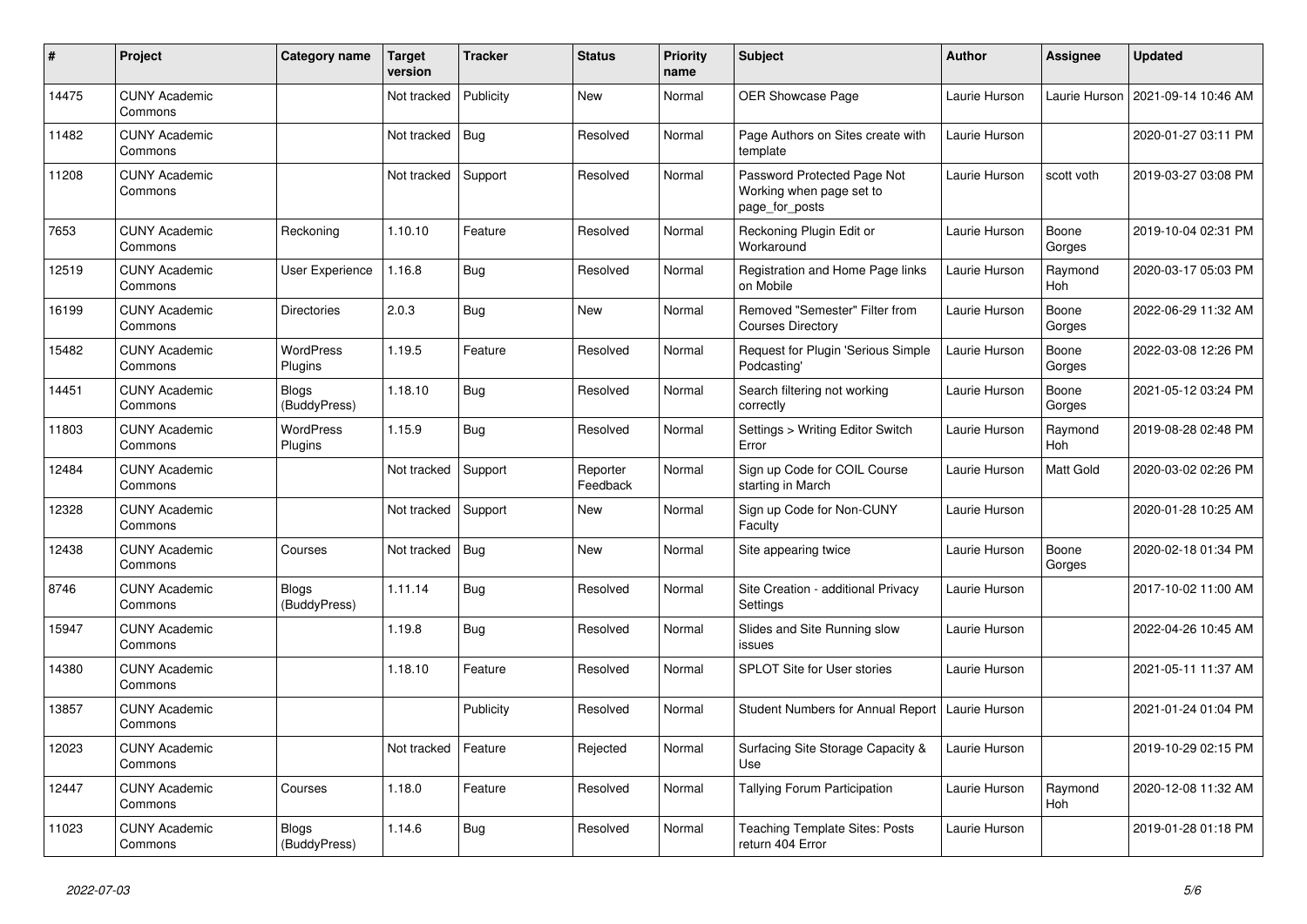| # | Project | Category name | Target version | Tracker | Status | Priority name | Subject | Author | Assignee | Updated |
|---|---|---|---|---|---|---|---|---|---|---|
| 14475 | CUNY Academic Commons | | Not tracked | Publicity | New | Normal | OER Showcase Page | Laurie Hurson | Laurie Hurson | 2021-09-14 10:46 AM |
| 11482 | CUNY Academic Commons | | Not tracked | Bug | Resolved | Normal | Page Authors on Sites create with template | Laurie Hurson | | 2020-01-27 03:11 PM |
| 11208 | CUNY Academic Commons | | Not tracked | Support | Resolved | Normal | Password Protected Page Not Working when page set to page_for_posts | Laurie Hurson | scott voth | 2019-03-27 03:08 PM |
| 7653 | CUNY Academic Commons | Reckoning | 1.10.10 | Feature | Resolved | Normal | Reckoning Plugin Edit or Workaround | Laurie Hurson | Boone Gorges | 2019-10-04 02:31 PM |
| 12519 | CUNY Academic Commons | User Experience | 1.16.8 | Bug | Resolved | Normal | Registration and Home Page links on Mobile | Laurie Hurson | Raymond Hoh | 2020-03-17 05:03 PM |
| 16199 | CUNY Academic Commons | Directories | 2.0.3 | Bug | New | Normal | Removed "Semester" Filter from Courses Directory | Laurie Hurson | Boone Gorges | 2022-06-29 11:32 AM |
| 15482 | CUNY Academic Commons | WordPress Plugins | 1.19.5 | Feature | Resolved | Normal | Request for Plugin 'Serious Simple Podcasting' | Laurie Hurson | Boone Gorges | 2022-03-08 12:26 PM |
| 14451 | CUNY Academic Commons | Blogs (BuddyPress) | 1.18.10 | Bug | Resolved | Normal | Search filtering not working correctly | Laurie Hurson | Boone Gorges | 2021-05-12 03:24 PM |
| 11803 | CUNY Academic Commons | WordPress Plugins | 1.15.9 | Bug | Resolved | Normal | Settings > Writing Editor Switch Error | Laurie Hurson | Raymond Hoh | 2019-08-28 02:48 PM |
| 12484 | CUNY Academic Commons | | Not tracked | Support | Reporter Feedback | Normal | Sign up Code for COIL Course starting in March | Laurie Hurson | Matt Gold | 2020-03-02 02:26 PM |
| 12328 | CUNY Academic Commons | | Not tracked | Support | New | Normal | Sign up Code for Non-CUNY Faculty | Laurie Hurson | | 2020-01-28 10:25 AM |
| 12438 | CUNY Academic Commons | Courses | Not tracked | Bug | New | Normal | Site appearing twice | Laurie Hurson | Boone Gorges | 2020-02-18 01:34 PM |
| 8746 | CUNY Academic Commons | Blogs (BuddyPress) | 1.11.14 | Bug | Resolved | Normal | Site Creation - additional Privacy Settings | Laurie Hurson | | 2017-10-02 11:00 AM |
| 15947 | CUNY Academic Commons | | 1.19.8 | Bug | Resolved | Normal | Slides and Site Running slow issues | Laurie Hurson | | 2022-04-26 10:45 AM |
| 14380 | CUNY Academic Commons | | 1.18.10 | Feature | Resolved | Normal | SPLOT Site for User stories | Laurie Hurson | | 2021-05-11 11:37 AM |
| 13857 | CUNY Academic Commons | | | Publicity | Resolved | Normal | Student Numbers for Annual Report | Laurie Hurson | | 2021-01-24 01:04 PM |
| 12023 | CUNY Academic Commons | | Not tracked | Feature | Rejected | Normal | Surfacing Site Storage Capacity & Use | Laurie Hurson | | 2019-10-29 02:15 PM |
| 12447 | CUNY Academic Commons | Courses | 1.18.0 | Feature | Resolved | Normal | Tallying Forum Participation | Laurie Hurson | Raymond Hoh | 2020-12-08 11:32 AM |
| 11023 | CUNY Academic Commons | Blogs (BuddyPress) | 1.14.6 | Bug | Resolved | Normal | Teaching Template Sites: Posts return 404 Error | Laurie Hurson | | 2019-01-28 01:18 PM |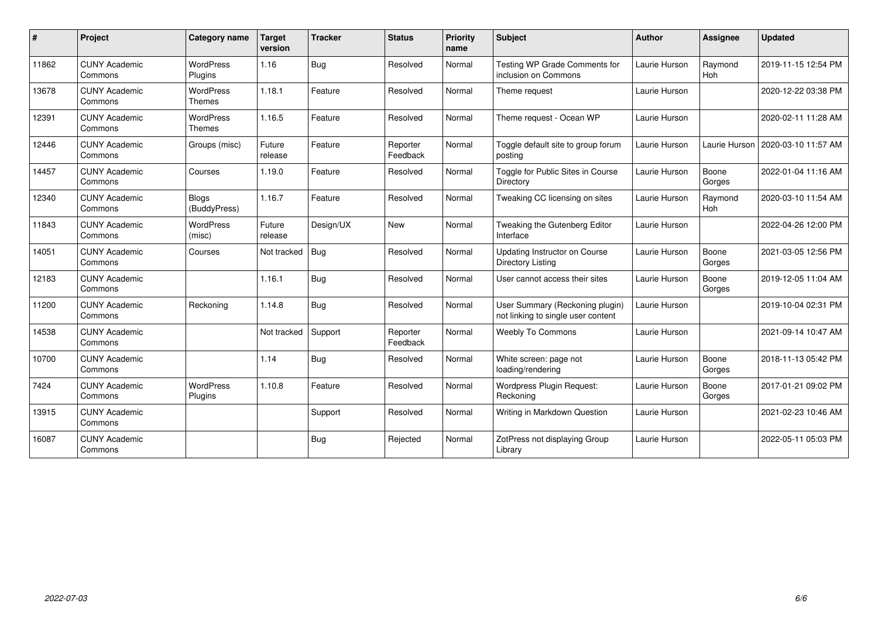| # | Project | Category name | Target version | Tracker | Status | Priority name | Subject | Author | Assignee | Updated |
|---|---|---|---|---|---|---|---|---|---|---|
| 11862 | CUNY Academic Commons | WordPress Plugins | 1.16 | Bug | Resolved | Normal | Testing WP Grade Comments for inclusion on Commons | Laurie Hurson | Raymond Hoh | 2019-11-15 12:54 PM |
| 13678 | CUNY Academic Commons | WordPress Themes | 1.18.1 | Feature | Resolved | Normal | Theme request | Laurie Hurson | | 2020-12-22 03:38 PM |
| 12391 | CUNY Academic Commons | WordPress Themes | 1.16.5 | Feature | Resolved | Normal | Theme request - Ocean WP | Laurie Hurson | | 2020-02-11 11:28 AM |
| 12446 | CUNY Academic Commons | Groups (misc) | Future release | Feature | Reporter Feedback | Normal | Toggle default site to group forum posting | Laurie Hurson | Laurie Hurson | 2020-03-10 11:57 AM |
| 14457 | CUNY Academic Commons | Courses | 1.19.0 | Feature | Resolved | Normal | Toggle for Public Sites in Course Directory | Laurie Hurson | Boone Gorges | 2022-01-04 11:16 AM |
| 12340 | CUNY Academic Commons | Blogs (BuddyPress) | 1.16.7 | Feature | Resolved | Normal | Tweaking CC licensing on sites | Laurie Hurson | Raymond Hoh | 2020-03-10 11:54 AM |
| 11843 | CUNY Academic Commons | WordPress (misc) | Future release | Design/UX | New | Normal | Tweaking the Gutenberg Editor Interface | Laurie Hurson | | 2022-04-26 12:00 PM |
| 14051 | CUNY Academic Commons | Courses | Not tracked | Bug | Resolved | Normal | Updating Instructor on Course Directory Listing | Laurie Hurson | Boone Gorges | 2021-03-05 12:56 PM |
| 12183 | CUNY Academic Commons | | 1.16.1 | Bug | Resolved | Normal | User cannot access their sites | Laurie Hurson | Boone Gorges | 2019-12-05 11:04 AM |
| 11200 | CUNY Academic Commons | Reckoning | 1.14.8 | Bug | Resolved | Normal | User Summary (Reckoning plugin) not linking to single user content | Laurie Hurson | | 2019-10-04 02:31 PM |
| 14538 | CUNY Academic Commons | | Not tracked | Support | Reporter Feedback | Normal | Weebly To Commons | Laurie Hurson | | 2021-09-14 10:47 AM |
| 10700 | CUNY Academic Commons | | 1.14 | Bug | Resolved | Normal | White screen: page not loading/rendering | Laurie Hurson | Boone Gorges | 2018-11-13 05:42 PM |
| 7424 | CUNY Academic Commons | WordPress Plugins | 1.10.8 | Feature | Resolved | Normal | Wordpress Plugin Request: Reckoning | Laurie Hurson | Boone Gorges | 2017-01-21 09:02 PM |
| 13915 | CUNY Academic Commons | | | Support | Resolved | Normal | Writing in Markdown Question | Laurie Hurson | | 2021-02-23 10:46 AM |
| 16087 | CUNY Academic Commons | | | Bug | Rejected | Normal | ZotPress not displaying Group Library | Laurie Hurson | | 2022-05-11 05:03 PM |